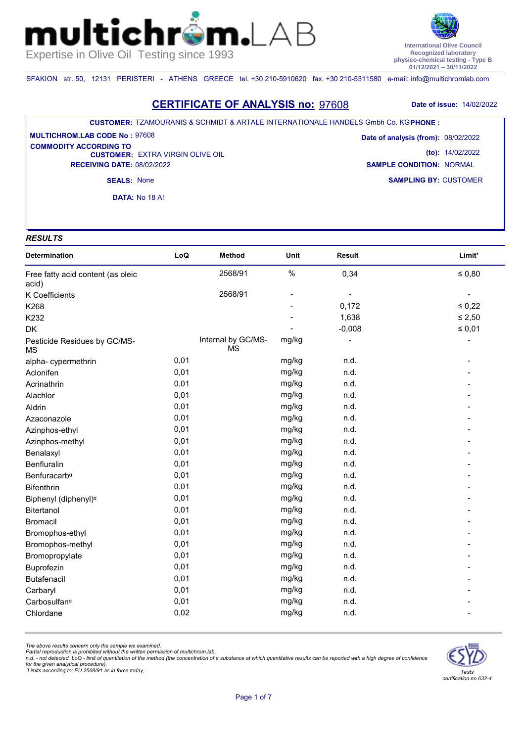# multichrom.LAB

Expertise in Olive Oil Testing since 1993

International Olive Council
Recognized laboratory
physico-chemical testing - Type B
01/12/2021 – 30/11/2022

SFAKION str. 50, 12131 PERISTERI - ATHENS GREECE tel. +30 210-5910620 fax. +30 210-5311580 e-mail: info@multichromlab.com

## CERTIFICATE OF ANALYSIS no: 97608

**Date of issue:** 14/02/2022

**CUSTOMER:** TZAMOURANIS & SCHMIDT & ARTALE INTERNATIONALE HANDELS Gmbh Co. KG **PHONE :**

**MULTICHROM.LAB CODE No :** 97608

**COMMODITY ACCORDING TO CUSTOMER:** EXTRA VIRGIN OLIVE OIL

**RECEIVING DATE:** 08/02/2022

**SEALS:** None

**DATA:** No 18 A!

**Date of analysis (from):** 08/02/2022

**(to):** 14/02/2022

**SAMPLE CONDITION:** NORMAL

**SAMPLING BY:** CUSTOMER

### *RESULTS*

| Determination | LoQ | Method | Unit | Result | Limit[1] |
|---|---|---|---|---|---|
| Free fatty acid content (as oleic acid) | | 2568/91 | % | 0,34 | ≤ 0,80 |
| K Coefficients | | 2568/91 | - | - | - |
| K268 | | | - | 0,172 | ≤ 0,22 |
| K232 | | | - | 1,638 | ≤ 2,50 |
| DK | | | - | -0,008 | ≤ 0,01 |
| Pesticide Residues by GC/MS-MS | | Internal by GC/MS-MS | mg/kg | - | - |
| alpha- cypermethrin | 0,01 | | mg/kg | n.d. | - |
| Aclonifen | 0,01 | | mg/kg | n.d. | - |
| Acrinathrin | 0,01 | | mg/kg | n.d. | - |
| Alachlor | 0,01 | | mg/kg | n.d. | - |
| Aldrin | 0,01 | | mg/kg | n.d. | - |
| Azaconazole | 0,01 | | mg/kg | n.d. | - |
| Azinphos-ethyl | 0,01 | | mg/kg | n.d. | - |
| Azinphos-methyl | 0,01 | | mg/kg | n.d. | - |
| Benalaxyl | 0,01 | | mg/kg | n.d. | - |
| Benfluralin | 0,01 | | mg/kg | n.d. | - |
| Benfuracarb[α] | 0,01 | | mg/kg | n.d. | - |
| Bifenthrin | 0,01 | | mg/kg | n.d. | - |
| Biphenyl (diphenyl)[α] | 0,01 | | mg/kg | n.d. | - |
| Bitertanol | 0,01 | | mg/kg | n.d. | - |
| Bromacil | 0,01 | | mg/kg | n.d. | - |
| Bromophos-ethyl | 0,01 | | mg/kg | n.d. | - |
| Bromophos-methyl | 0,01 | | mg/kg | n.d. | - |
| Bromopropylate | 0,01 | | mg/kg | n.d. | - |
| Buprofezin | 0,01 | | mg/kg | n.d. | - |
| Butafenacil | 0,01 | | mg/kg | n.d. | - |
| Carbaryl | 0,01 | | mg/kg | n.d. | - |
| Carbosulfan[α] | 0,01 | | mg/kg | n.d. | - |
| Chlordane | 0,02 | | mg/kg | n.d. | - |

*The above results concern only the sample we examined.*
*Partial reproduction is prohibited without the written permission of multichrom.lab.*
*n.d. - not detected. LoQ - limit of quantitation of the method (the concentration of a substance at which quantitative results can be reported with a high degree of confidence for the given analytical procedure).*
*[1]Limits according to: EU 2568/91 as in force today,*

ESYD Tests certification no.632-4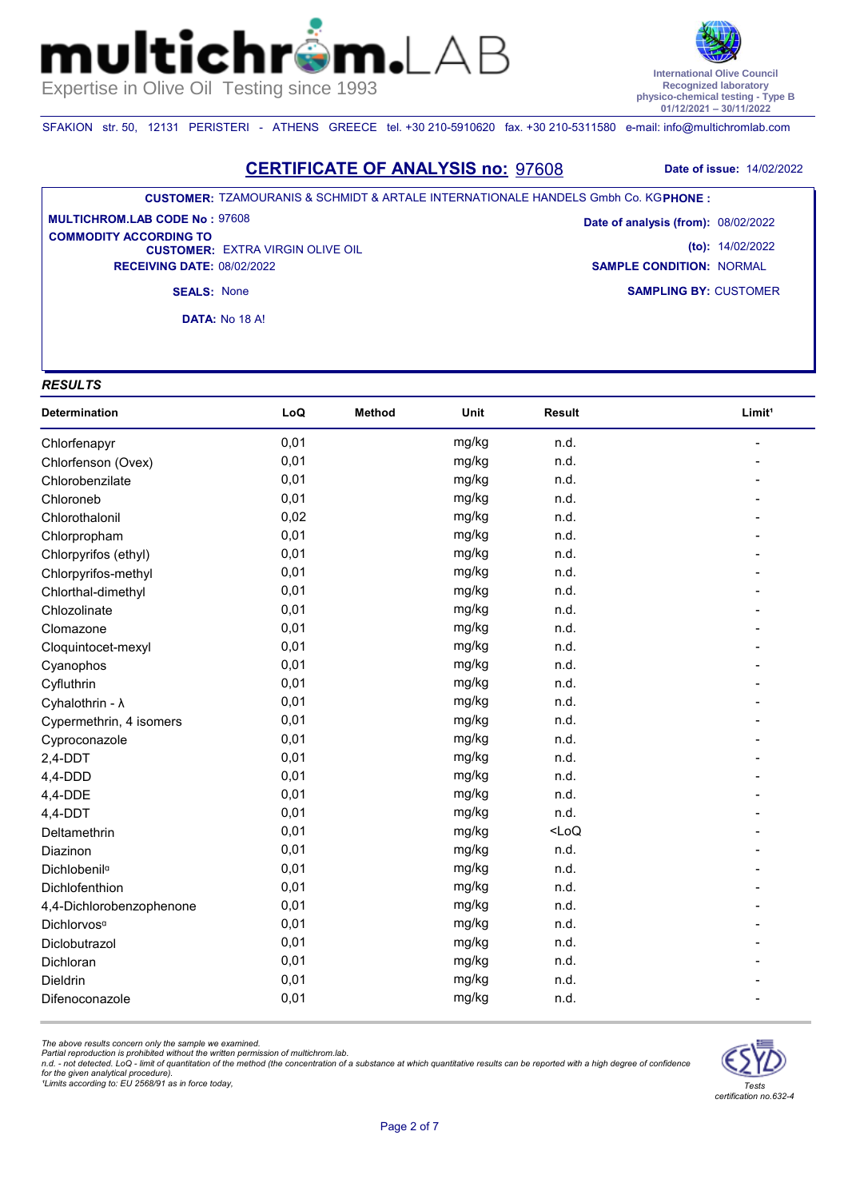multichrom.LAB
Expertise in Olive Oil Testing since 1993

International Olive Council
Recognized laboratory
physico-chemical testing - Type B
01/12/2021 – 30/11/2022

SFAKION str. 50, 12131 PERISTERI - ATHENS GREECE tel. +30 210-5910620 fax. +30 210-5311580 e-mail: info@multichromlab.com

## CERTIFICATE OF ANALYSIS no: 97608

**Date of issue:** 14/02/2022

**CUSTOMER:** TZAMOURANIS & SCHMIDT & ARTALE INTERNATIONALE HANDELS Gmbh Co. KG **PHONE :**

**MULTICHROM.LAB CODE No :** 97608

**Date of analysis (from):** 08/02/2022

**COMMODITY ACCORDING TO CUSTOMER:** EXTRA VIRGIN OLIVE OIL

**(to):** 14/02/2022

**RECEIVING DATE:** 08/02/2022

**SAMPLE CONDITION:** NORMAL

**SEALS:** None

**SAMPLING BY:** CUSTOMER

**DATA:** No 18 A!

### *RESULTS*

| Determination | LoQ | Method | Unit | Result | Limit[1] |
|---|---|---|---|---|---|
| Chlorfenapyr | 0,01 | | mg/kg | n.d. | - |
| Chlorfenson (Ovex) | 0,01 | | mg/kg | n.d. | - |
| Chlorobenzilate | 0,01 | | mg/kg | n.d. | - |
| Chloroneb | 0,01 | | mg/kg | n.d. | - |
| Chlorothalonil | 0,02 | | mg/kg | n.d. | - |
| Chlorpropham | 0,01 | | mg/kg | n.d. | - |
| Chlorpyrifos (ethyl) | 0,01 | | mg/kg | n.d. | - |
| Chlorpyrifos-methyl | 0,01 | | mg/kg | n.d. | - |
| Chlorthal-dimethyl | 0,01 | | mg/kg | n.d. | - |
| Chlozolinate | 0,01 | | mg/kg | n.d. | - |
| Clomazone | 0,01 | | mg/kg | n.d. | - |
| Cloquintocet-mexyl | 0,01 | | mg/kg | n.d. | - |
| Cyanophos | 0,01 | | mg/kg | n.d. | - |
| Cyfluthrin | 0,01 | | mg/kg | n.d. | - |
| Cyhalothrin - λ | 0,01 | | mg/kg | n.d. | - |
| Cypermethrin, 4 isomers | 0,01 | | mg/kg | n.d. | - |
| Cyproconazole | 0,01 | | mg/kg | n.d. | - |
| 2,4-DDT | 0,01 | | mg/kg | n.d. | - |
| 4,4-DDD | 0,01 | | mg/kg | n.d. | - |
| 4,4-DDE | 0,01 | | mg/kg | n.d. | - |
| 4,4-DDT | 0,01 | | mg/kg | n.d. | - |
| Deltamethrin | 0,01 | | mg/kg | <LoQ | - |
| Diazinon | 0,01 | | mg/kg | n.d. | - |
| Dichlobenil[a] | 0,01 | | mg/kg | n.d. | - |
| Dichlofenthion | 0,01 | | mg/kg | n.d. | - |
| 4,4-Dichlorobenzophenone | 0,01 | | mg/kg | n.d. | - |
| Dichlorvos[a] | 0,01 | | mg/kg | n.d. | - |
| Diclobutrazol | 0,01 | | mg/kg | n.d. | - |
| Dichloran | 0,01 | | mg/kg | n.d. | - |
| Dieldrin | 0,01 | | mg/kg | n.d. | - |
| Difenoconazole | 0,01 | | mg/kg | n.d. | - |

*The above results concern only the sample we examined.*
*Partial reproduction is prohibited without the written permission of multichrom.lab.*
*n.d. - not detected. LoQ - limit of quantitation of the method (the concentration of a substance at which quantitative results can be reported with a high degree of confidence for the given analytical procedure).*
*[1]Limits according to: EU 2568/91 as in force today,*

*Tests certification no.632-4*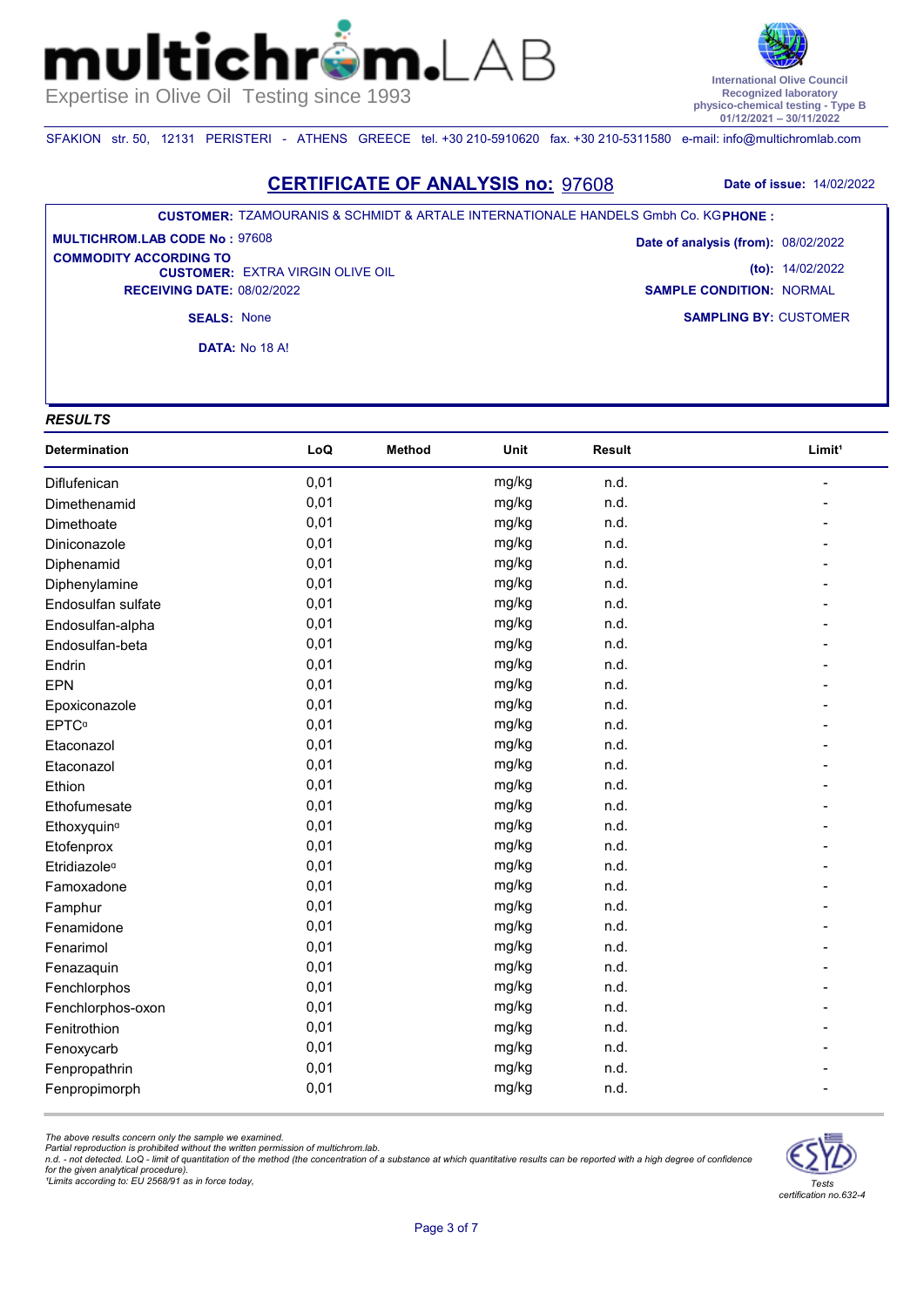# multichrom.LAB

Expertise in Olive Oil Testing since 1993

International Olive Council
Recognized laboratory
physico-chemical testing - Type B
01/12/2021 – 30/11/2022

SFAKION str. 50, 12131 PERISTERI - ATHENS GREECE tel. +30 210-5910620 fax. +30 210-5311580 e-mail: info@multichromlab.com

## CERTIFICATE OF ANALYSIS no: 97608

**Date of issue:** 14/02/2022

**CUSTOMER:** TZAMOURANIS & SCHMIDT & ARTALE INTERNATIONALE HANDELS Gmbh Co. KG **PHONE :**

**MULTICHROM.LAB CODE No :** 97608

**COMMODITY ACCORDING TO CUSTOMER:** EXTRA VIRGIN OLIVE OIL

**RECEIVING DATE:** 08/02/2022

**SEALS:** None

**DATA:** No 18 A!

**Date of analysis (from):** 08/02/2022

**(to):** 14/02/2022

**SAMPLE CONDITION:** NORMAL

**SAMPLING BY:** CUSTOMER

### *RESULTS*

| Determination | LoQ | Method | Unit | Result | Limit[1] |
|---|---|---|---|---|---|
| Diflufenican | 0,01 | | mg/kg | n.d. | - |
| Dimethenamid | 0,01 | | mg/kg | n.d. | - |
| Dimethoate | 0,01 | | mg/kg | n.d. | - |
| Diniconazole | 0,01 | | mg/kg | n.d. | - |
| Diphenamid | 0,01 | | mg/kg | n.d. | - |
| Diphenylamine | 0,01 | | mg/kg | n.d. | - |
| Endosulfan sulfate | 0,01 | | mg/kg | n.d. | - |
| Endosulfan-alpha | 0,01 | | mg/kg | n.d. | - |
| Endosulfan-beta | 0,01 | | mg/kg | n.d. | - |
| Endrin | 0,01 | | mg/kg | n.d. | - |
| EPN | 0,01 | | mg/kg | n.d. | - |
| Epoxiconazole | 0,01 | | mg/kg | n.d. | - |
| EPTC[α] | 0,01 | | mg/kg | n.d. | - |
| Etaconazol | 0,01 | | mg/kg | n.d. | - |
| Etaconazol | 0,01 | | mg/kg | n.d. | - |
| Ethion | 0,01 | | mg/kg | n.d. | - |
| Ethofumesate | 0,01 | | mg/kg | n.d. | - |
| Ethoxyquin[α] | 0,01 | | mg/kg | n.d. | - |
| Etofenprox | 0,01 | | mg/kg | n.d. | - |
| Etridiazole[α] | 0,01 | | mg/kg | n.d. | - |
| Famoxadone | 0,01 | | mg/kg | n.d. | - |
| Famphur | 0,01 | | mg/kg | n.d. | - |
| Fenamidone | 0,01 | | mg/kg | n.d. | - |
| Fenarimol | 0,01 | | mg/kg | n.d. | - |
| Fenazaquin | 0,01 | | mg/kg | n.d. | - |
| Fenchlorphos | 0,01 | | mg/kg | n.d. | - |
| Fenchlorphos-oxon | 0,01 | | mg/kg | n.d. | - |
| Fenitrothion | 0,01 | | mg/kg | n.d. | - |
| Fenoxycarb | 0,01 | | mg/kg | n.d. | - |
| Fenpropathrin | 0,01 | | mg/kg | n.d. | - |
| Fenpropimorph | 0,01 | | mg/kg | n.d. | - |

*The above results concern only the sample we examined.*
*Partial reproduction is prohibited without the written permission of multichrom.lab.*
*n.d. - not detected. LoQ - limit of quantitation of the method (the concentration of a substance at which quantitative results can be reported with a high degree of confidence for the given analytical procedure).*
*[1]Limits according to: EU 2568/91 as in force today,*

*Tests certification no.632-4*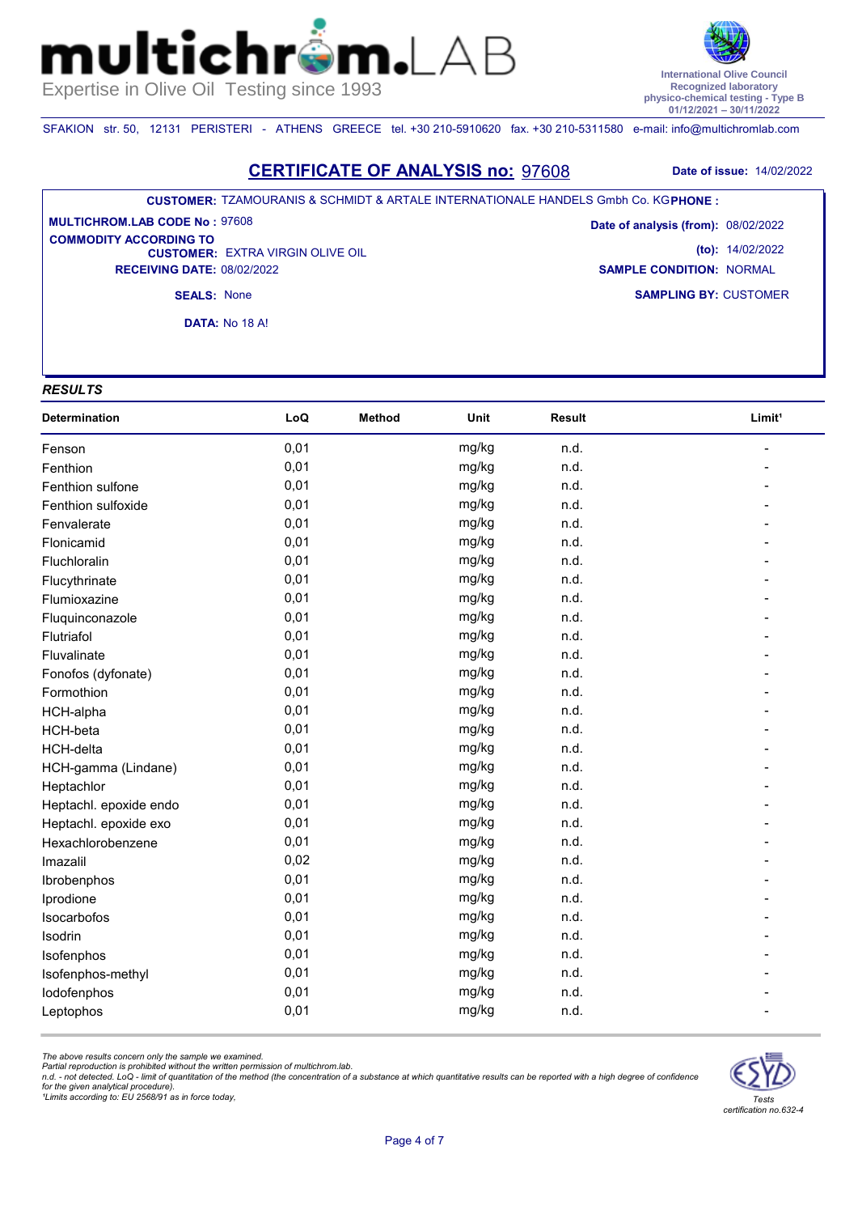# multichrom.LAB

Expertise in Olive Oil Testing since 1993

International Olive Council
Recognized laboratory
physico-chemical testing - Type B
01/12/2021 – 30/11/2022

SFAKION str. 50, 12131 PERISTERI - ATHENS GREECE tel. +30 210-5910620 fax. +30 210-5311580 e-mail: info@multichromlab.com

## CERTIFICATE OF ANALYSIS no: 97608

**Date of issue:** 14/02/2022

**CUSTOMER:** TZAMOURANIS & SCHMIDT & ARTALE INTERNATIONALE HANDELS Gmbh Co. KG **PHONE :**

**MULTICHROM.LAB CODE No :** 97608

**COMMODITY ACCORDING TO CUSTOMER:** EXTRA VIRGIN OLIVE OIL

**RECEIVING DATE:** 08/02/2022

**SEALS:** None

**DATA:** No 18 A!

**Date of analysis (from):** 08/02/2022

**(to):** 14/02/2022

**SAMPLE CONDITION:** NORMAL

**SAMPLING BY:** CUSTOMER

***RESULTS***

| Determination | LoQ | Method | Unit | Result | Limit¹ |
|---|---|---|---|---|---|
| Fenson | 0,01 | | mg/kg | n.d. | - |
| Fenthion | 0,01 | | mg/kg | n.d. | - |
| Fenthion sulfone | 0,01 | | mg/kg | n.d. | - |
| Fenthion sulfoxide | 0,01 | | mg/kg | n.d. | - |
| Fenvalerate | 0,01 | | mg/kg | n.d. | - |
| Flonicamid | 0,01 | | mg/kg | n.d. | - |
| Fluchloralin | 0,01 | | mg/kg | n.d. | - |
| Flucythrinate | 0,01 | | mg/kg | n.d. | - |
| Flumioxazine | 0,01 | | mg/kg | n.d. | - |
| Fluquinconazole | 0,01 | | mg/kg | n.d. | - |
| Flutriafol | 0,01 | | mg/kg | n.d. | - |
| Fluvalinate | 0,01 | | mg/kg | n.d. | - |
| Fonofos (dyfonate) | 0,01 | | mg/kg | n.d. | - |
| Formothion | 0,01 | | mg/kg | n.d. | - |
| HCH-alpha | 0,01 | | mg/kg | n.d. | - |
| HCH-beta | 0,01 | | mg/kg | n.d. | - |
| HCH-delta | 0,01 | | mg/kg | n.d. | - |
| HCH-gamma (Lindane) | 0,01 | | mg/kg | n.d. | - |
| Heptachlor | 0,01 | | mg/kg | n.d. | - |
| Heptachl. epoxide endo | 0,01 | | mg/kg | n.d. | - |
| Heptachl. epoxide exo | 0,01 | | mg/kg | n.d. | - |
| Hexachlorobenzene | 0,01 | | mg/kg | n.d. | - |
| Imazalil | 0,02 | | mg/kg | n.d. | - |
| Ibrobenphos | 0,01 | | mg/kg | n.d. | - |
| Iprodione | 0,01 | | mg/kg | n.d. | - |
| Isocarbofos | 0,01 | | mg/kg | n.d. | - |
| Isodrin | 0,01 | | mg/kg | n.d. | - |
| Isofenphos | 0,01 | | mg/kg | n.d. | - |
| Isofenphos-methyl | 0,01 | | mg/kg | n.d. | - |
| Iodofenphos | 0,01 | | mg/kg | n.d. | - |
| Leptophos | 0,01 | | mg/kg | n.d. | - |

*The above results concern only the sample we examined.*
*Partial reproduction is prohibited without the written permission of multichrom.lab.*
*n.d. - not detected. LoQ - limit of quantitation of the method (the concentration of a substance at which quantitative results can be reported with a high degree of confidence for the given analytical procedure).*
*¹Limits according to: EU 2568/91 as in force today,*

*Tests certification no.632-4*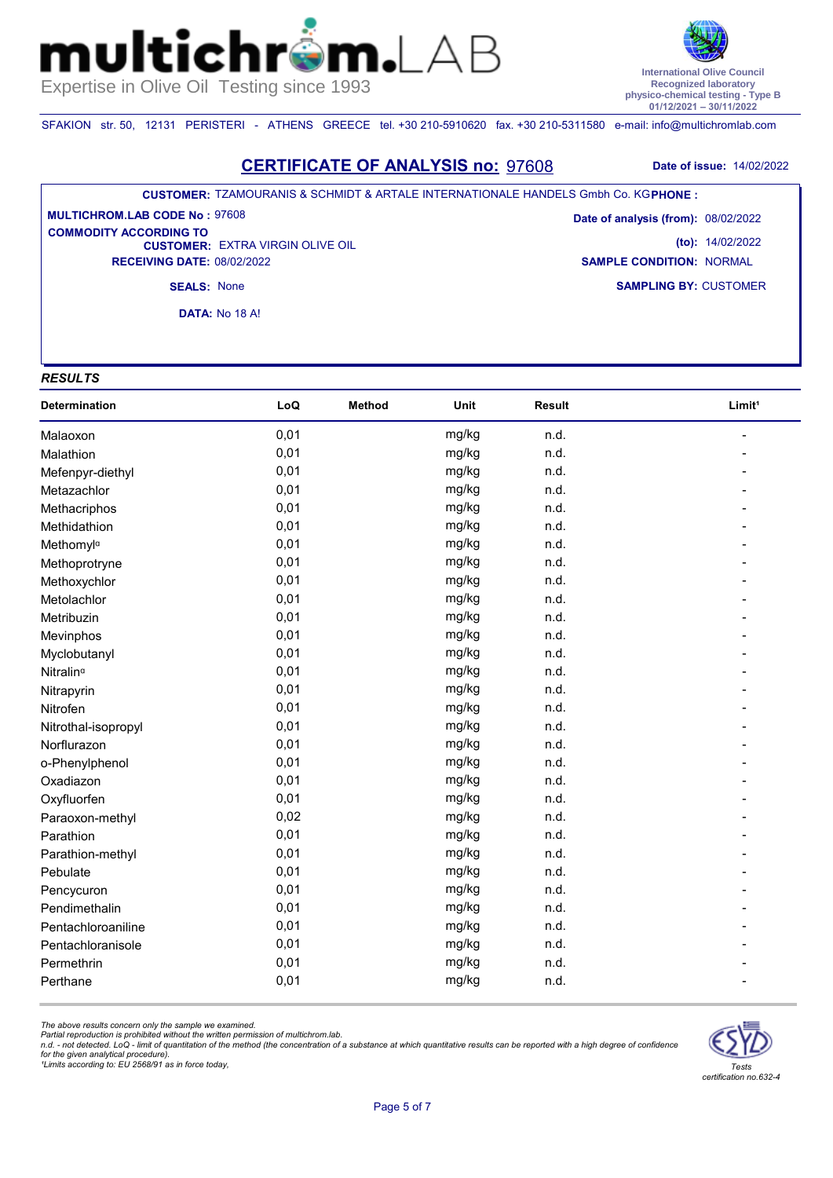**multichrom.LAB**
Expertise in Olive Oil Testing since 1993

International Olive Council
Recognized laboratory
physico-chemical testing - Type B
01/12/2021 – 30/11/2022

SFAKION str. 50, 12131 PERISTERI - ATHENS GREECE tel. +30 210-5910620 fax. +30 210-5311580 e-mail: info@multichromlab.com

## CERTIFICATE OF ANALYSIS no: 97608

**Date of issue:** 14/02/2022

**CUSTOMER:** TZAMOURANIS & SCHMIDT & ARTALE INTERNATIONALE HANDELS Gmbh Co. KG **PHONE :**

**MULTICHROM.LAB CODE No :** 97608

**COMMODITY ACCORDING TO CUSTOMER:** EXTRA VIRGIN OLIVE OIL

**RECEIVING DATE:** 08/02/2022

**SEALS:** None

**DATA:** No 18 A!

**Date of analysis (from):** 08/02/2022

**(to):** 14/02/2022

**SAMPLE CONDITION:** NORMAL

**SAMPLING BY:** CUSTOMER

### *RESULTS*

| Determination | LoQ | Method | Unit | Result | Limit[1] |
|---|---|---|---|---|---|
| Malaoxon | 0,01 | | mg/kg | n.d. | - |
| Malathion | 0,01 | | mg/kg | n.d. | - |
| Mefenpyr-diethyl | 0,01 | | mg/kg | n.d. | - |
| Metazachlor | 0,01 | | mg/kg | n.d. | - |
| Methacriphos | 0,01 | | mg/kg | n.d. | - |
| Methidathion | 0,01 | | mg/kg | n.d. | - |
| Methomyl[α] | 0,01 | | mg/kg | n.d. | - |
| Methoprotryne | 0,01 | | mg/kg | n.d. | - |
| Methoxychlor | 0,01 | | mg/kg | n.d. | - |
| Metolachlor | 0,01 | | mg/kg | n.d. | - |
| Metribuzin | 0,01 | | mg/kg | n.d. | - |
| Mevinphos | 0,01 | | mg/kg | n.d. | - |
| Myclobutanyl | 0,01 | | mg/kg | n.d. | - |
| Nitralin[α] | 0,01 | | mg/kg | n.d. | - |
| Nitrapyrin | 0,01 | | mg/kg | n.d. | - |
| Nitrofen | 0,01 | | mg/kg | n.d. | - |
| Nitrothal-isopropyl | 0,01 | | mg/kg | n.d. | - |
| Norflurazon | 0,01 | | mg/kg | n.d. | - |
| o-Phenylphenol | 0,01 | | mg/kg | n.d. | - |
| Oxadiazon | 0,01 | | mg/kg | n.d. | - |
| Oxyfluorfen | 0,01 | | mg/kg | n.d. | - |
| Paraoxon-methyl | 0,02 | | mg/kg | n.d. | - |
| Parathion | 0,01 | | mg/kg | n.d. | - |
| Parathion-methyl | 0,01 | | mg/kg | n.d. | - |
| Pebulate | 0,01 | | mg/kg | n.d. | - |
| Pencycuron | 0,01 | | mg/kg | n.d. | - |
| Pendimethalin | 0,01 | | mg/kg | n.d. | - |
| Pentachloroaniline | 0,01 | | mg/kg | n.d. | - |
| Pentachloranisole | 0,01 | | mg/kg | n.d. | - |
| Permethrin | 0,01 | | mg/kg | n.d. | - |
| Perthane | 0,01 | | mg/kg | n.d. | - |

*The above results concern only the sample we examined.*
*Partial reproduction is prohibited without the written permission of multichrom.lab.*
*n.d. - not detected. LoQ - limit of quantitation of the method (the concentration of a substance at which quantitative results can be reported with a high degree of confidence for the given analytical procedure).*
*[1]Limits according to: EU 2568/91 as in force today,*

*Tests certification no.632-4*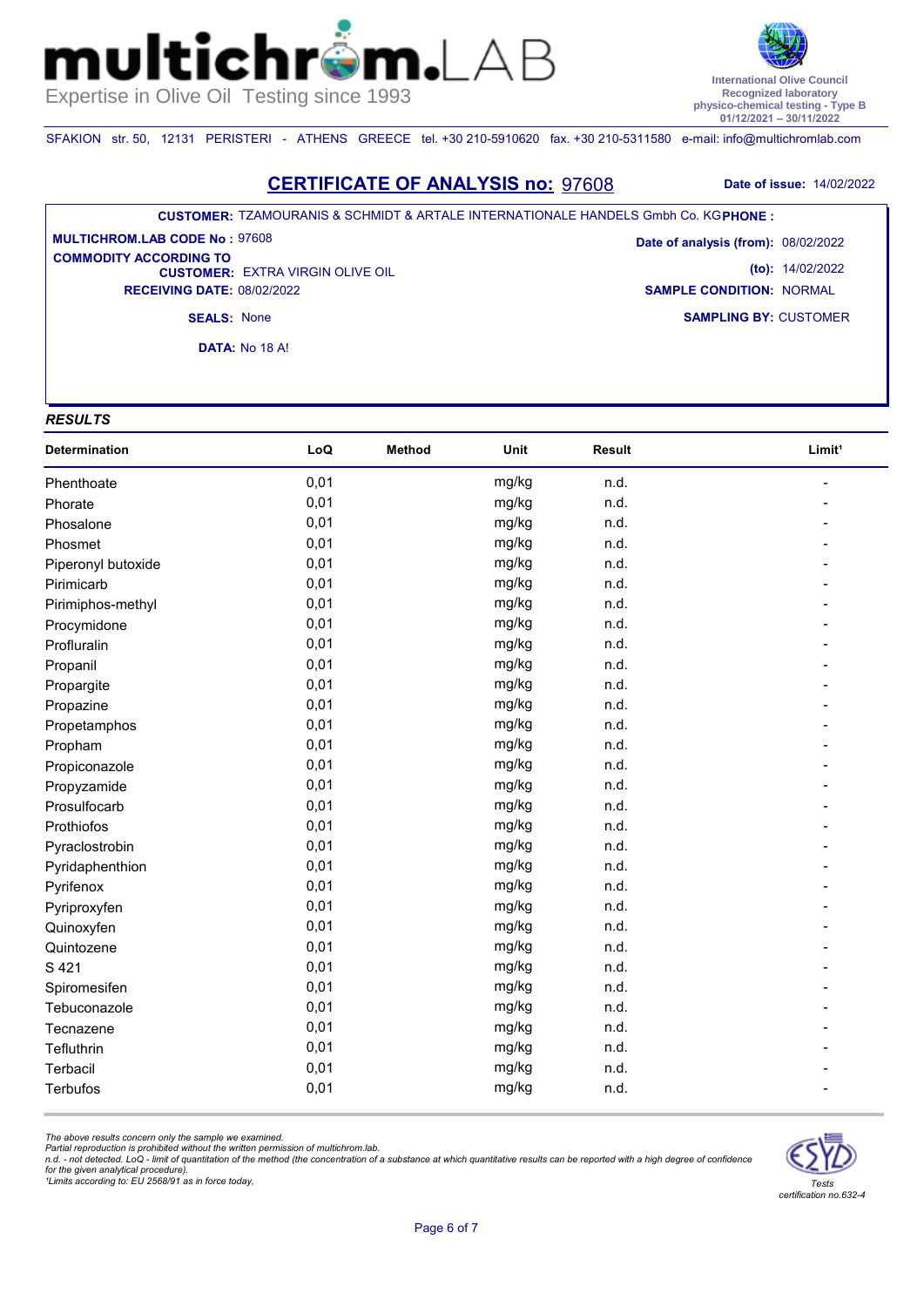# multichrom.LAB

Expertise in Olive Oil Testing since 1993

International Olive Council
Recognized laboratory
physico-chemical testing - Type B
01/12/2021 – 30/11/2022

SFAKION str. 50, 12131 PERISTERI - ATHENS GREECE tel. +30 210-5910620 fax. +30 210-5311580 e-mail: info@multichromlab.com

## CERTIFICATE OF ANALYSIS no: 97608

**Date of issue:** 14/02/2022

**CUSTOMER:** TZAMOURANIS & SCHMIDT & ARTALE INTERNATIONALE HANDELS Gmbh Co. KG **PHONE :**

**MULTICHROM.LAB CODE No :** 97608

**COMMODITY ACCORDING TO CUSTOMER:** EXTRA VIRGIN OLIVE OIL

**RECEIVING DATE:** 08/02/2022

**SEALS:** None

**DATA:** No 18 A!

**Date of analysis (from):** 08/02/2022

**(to):** 14/02/2022

**SAMPLE CONDITION:** NORMAL

**SAMPLING BY:** CUSTOMER

### *RESULTS*

| Determination | LoQ | Method | Unit | Result | Limit[1] |
|---|---|---|---|---|---|
| Phenthoate | 0,01 | | mg/kg | n.d. | - |
| Phorate | 0,01 | | mg/kg | n.d. | - |
| Phosalone | 0,01 | | mg/kg | n.d. | - |
| Phosmet | 0,01 | | mg/kg | n.d. | - |
| Piperonyl butoxide | 0,01 | | mg/kg | n.d. | - |
| Pirimicarb | 0,01 | | mg/kg | n.d. | - |
| Pirimiphos-methyl | 0,01 | | mg/kg | n.d. | - |
| Procymidone | 0,01 | | mg/kg | n.d. | - |
| Profluralin | 0,01 | | mg/kg | n.d. | - |
| Propanil | 0,01 | | mg/kg | n.d. | - |
| Propargite | 0,01 | | mg/kg | n.d. | - |
| Propazine | 0,01 | | mg/kg | n.d. | - |
| Propetamphos | 0,01 | | mg/kg | n.d. | - |
| Propham | 0,01 | | mg/kg | n.d. | - |
| Propiconazole | 0,01 | | mg/kg | n.d. | - |
| Propyzamide | 0,01 | | mg/kg | n.d. | - |
| Prosulfocarb | 0,01 | | mg/kg | n.d. | - |
| Prothiofos | 0,01 | | mg/kg | n.d. | - |
| Pyraclostrobin | 0,01 | | mg/kg | n.d. | - |
| Pyridaphenthion | 0,01 | | mg/kg | n.d. | - |
| Pyrifenox | 0,01 | | mg/kg | n.d. | - |
| Pyriproxyfen | 0,01 | | mg/kg | n.d. | - |
| Quinoxyfen | 0,01 | | mg/kg | n.d. | - |
| Quintozene | 0,01 | | mg/kg | n.d. | - |
| S 421 | 0,01 | | mg/kg | n.d. | - |
| Spiromesifen | 0,01 | | mg/kg | n.d. | - |
| Tebuconazole | 0,01 | | mg/kg | n.d. | - |
| Tecnazene | 0,01 | | mg/kg | n.d. | - |
| Tefluthrin | 0,01 | | mg/kg | n.d. | - |
| Terbacil | 0,01 | | mg/kg | n.d. | - |
| Terbufos | 0,01 | | mg/kg | n.d. | - |

*The above results concern only the sample we examined.*
*Partial reproduction is prohibited without the written permission of multichrom.lab.*
*n.d. - not detected. LoQ - limit of quantitation of the method (the concentration of a substance at which quantitative results can be reported with a high degree of confidence for the given analytical procedure).*
*[1]Limits according to: EU 2568/91 as in force today,*

*Tests certification no.632-4*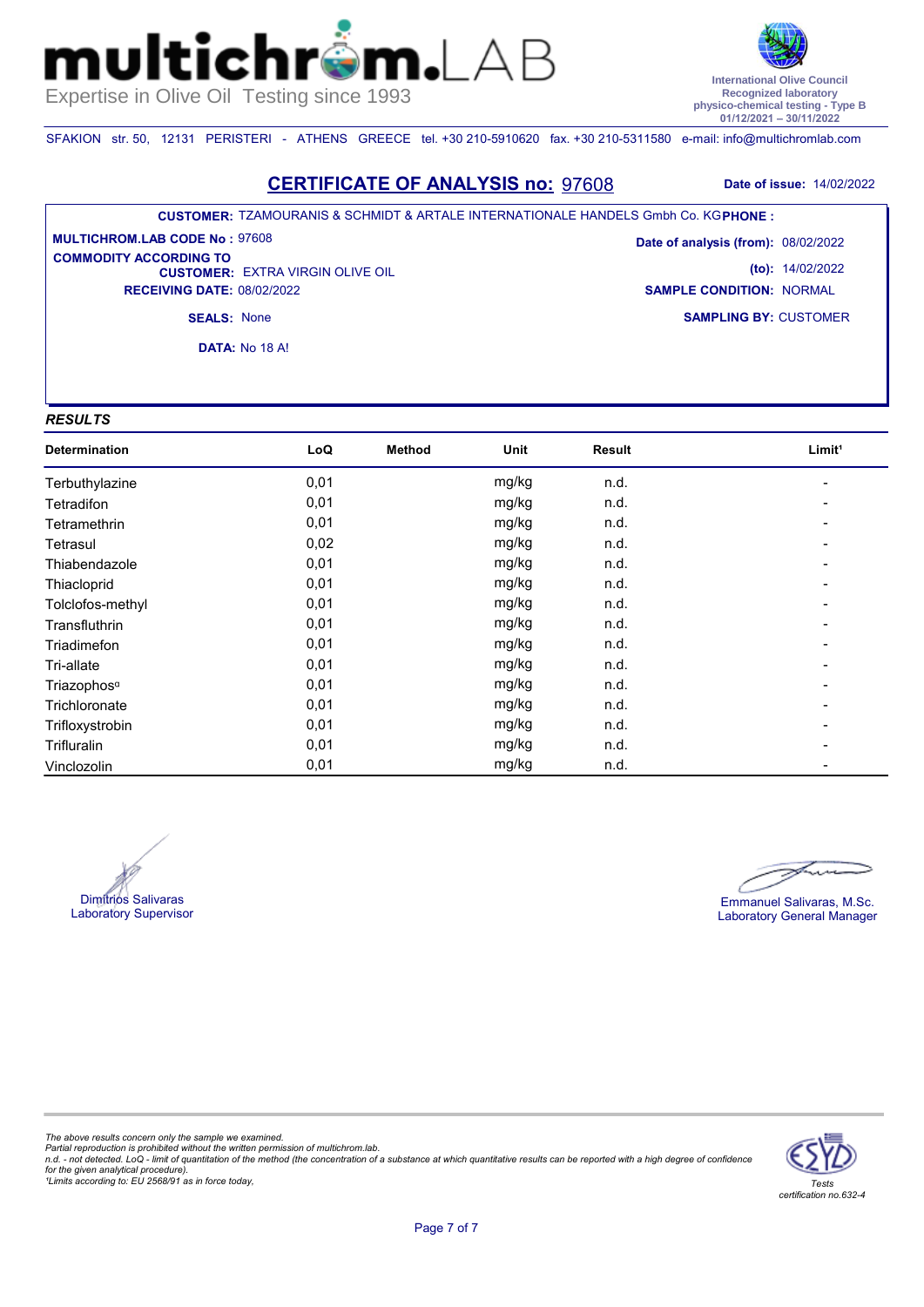multichrom.LAB
Expertise in Olive Oil Testing since 1993

International Olive Council
Recognized laboratory
physico-chemical testing - Type B
01/12/2021 – 30/11/2022

SFAKION str. 50, 12131 PERISTERI - ATHENS GREECE tel. +30 210-5910620 fax. +30 210-5311580 e-mail: info@multichromlab.com

## CERTIFICATE OF ANALYSIS no: 97608

**Date of issue:** 14/02/2022

**CUSTOMER:** TZAMOURANIS & SCHMIDT & ARTALE INTERNATIONALE HANDELS Gmbh Co. KG **PHONE :**

**MULTICHROM.LAB CODE No :** 97608

**COMMODITY ACCORDING TO CUSTOMER:** EXTRA VIRGIN OLIVE OIL

**RECEIVING DATE:** 08/02/2022

**SEALS:** None

**DATA:** No 18 A!

**Date of analysis (from):** 08/02/2022

**(to):** 14/02/2022

**SAMPLE CONDITION:** NORMAL

**SAMPLING BY:** CUSTOMER

### *RESULTS*

| Determination | LoQ | Method | Unit | Result | Limit[1] |
|---|---|---|---|---|---|
| Terbuthylazine | 0,01 | | mg/kg | n.d. | - |
| Tetradifon | 0,01 | | mg/kg | n.d. | - |
| Tetramethrin | 0,01 | | mg/kg | n.d. | - |
| Tetrasul | 0,02 | | mg/kg | n.d. | - |
| Thiabendazole | 0,01 | | mg/kg | n.d. | - |
| Thiacloprid | 0,01 | | mg/kg | n.d. | - |
| Tolclofos-methyl | 0,01 | | mg/kg | n.d. | - |
| Transfluthrin | 0,01 | | mg/kg | n.d. | - |
| Triadimefon | 0,01 | | mg/kg | n.d. | - |
| Tri-allate | 0,01 | | mg/kg | n.d. | - |
| Triazophos[a] | 0,01 | | mg/kg | n.d. | - |
| Trichloronate | 0,01 | | mg/kg | n.d. | - |
| Trifloxystrobin | 0,01 | | mg/kg | n.d. | - |
| Trifluralin | 0,01 | | mg/kg | n.d. | - |
| Vinclozolin | 0,01 | | mg/kg | n.d. | - |

Dimitrios Salivaras
Laboratory Supervisor

Emmanuel Salivaras, M.Sc.
Laboratory General Manager

*The above results concern only the sample we examined.*
*Partial reproduction is prohibited without the written permission of multichrom.lab.*
*n.d. - not detected. LoQ - limit of quantitation of the method (the concentration of a substance at which quantitative results can be reported with a high degree of confidence for the given analytical procedure).*
*[1]Limits according to: EU 2568/91 as in force today,*

*Tests certification no.632-4*